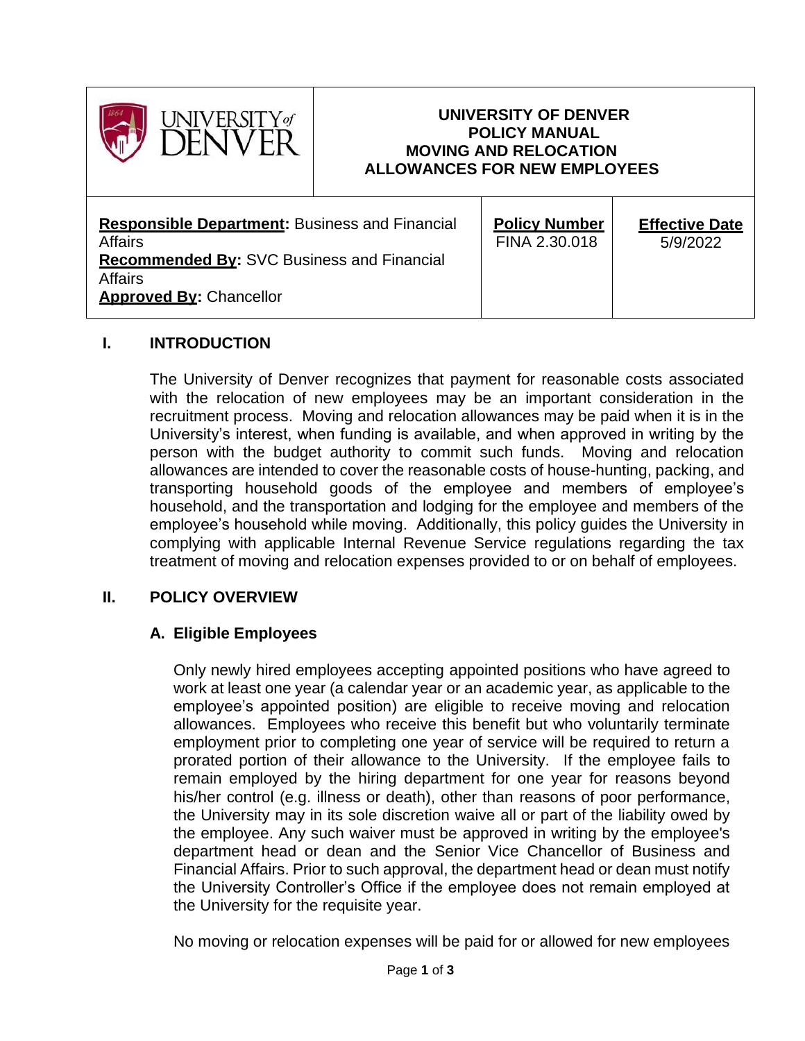| UNIVERSITY of DENVER | UNIVERSITY OF DENVER<br>POLICY MANUAL<br>MOVING AND RELOCATION<br>ALLOWANCES FOR NEW EMPLOYEES | |
|---|---|---|
| **Responsible Department:** Business and Financial Affairs<br>**Recommended By:** SVC Business and Financial Affairs<br>**Approved By:** Chancellor | **Policy Number**<br>FINA 2.30.018 | **Effective Date**<br>5/9/2022 |

## I. INTRODUCTION

The University of Denver recognizes that payment for reasonable costs associated with the relocation of new employees may be an important consideration in the recruitment process. Moving and relocation allowances may be paid when it is in the University's interest, when funding is available, and when approved in writing by the person with the budget authority to commit such funds. Moving and relocation allowances are intended to cover the reasonable costs of house-hunting, packing, and transporting household goods of the employee and members of employee's household, and the transportation and lodging for the employee and members of the employee's household while moving. Additionally, this policy guides the University in complying with applicable Internal Revenue Service regulations regarding the tax treatment of moving and relocation expenses provided to or on behalf of employees.

## II. POLICY OVERVIEW

### A. Eligible Employees

Only newly hired employees accepting appointed positions who have agreed to work at least one year (a calendar year or an academic year, as applicable to the employee's appointed position) are eligible to receive moving and relocation allowances. Employees who receive this benefit but who voluntarily terminate employment prior to completing one year of service will be required to return a prorated portion of their allowance to the University. If the employee fails to remain employed by the hiring department for one year for reasons beyond his/her control (e.g. illness or death), other than reasons of poor performance, the University may in its sole discretion waive all or part of the liability owed by the employee. Any such waiver must be approved in writing by the employee's department head or dean and the Senior Vice Chancellor of Business and Financial Affairs. Prior to such approval, the department head or dean must notify the University Controller's Office if the employee does not remain employed at the University for the requisite year.

No moving or relocation expenses will be paid for or allowed for new employees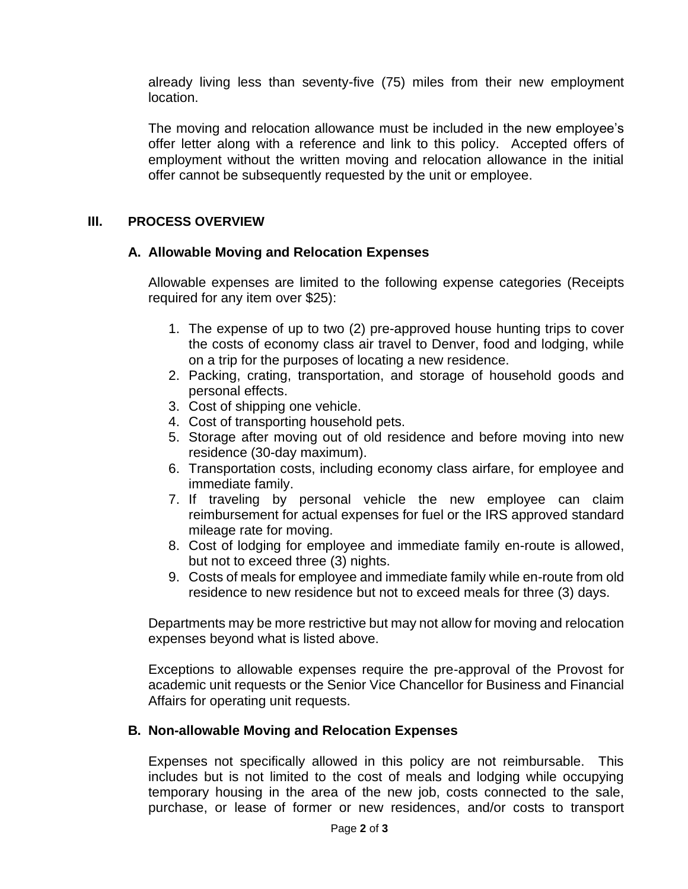already living less than seventy-five (75) miles from their new employment location.

The moving and relocation allowance must be included in the new employee's offer letter along with a reference and link to this policy. Accepted offers of employment without the written moving and relocation allowance in the initial offer cannot be subsequently requested by the unit or employee.

## III. PROCESS OVERVIEW

### A. Allowable Moving and Relocation Expenses

Allowable expenses are limited to the following expense categories (Receipts required for any item over $25):

1. The expense of up to two (2) pre-approved house hunting trips to cover the costs of economy class air travel to Denver, food and lodging, while on a trip for the purposes of locating a new residence.
2. Packing, crating, transportation, and storage of household goods and personal effects.
3. Cost of shipping one vehicle.
4. Cost of transporting household pets.
5. Storage after moving out of old residence and before moving into new residence (30-day maximum).
6. Transportation costs, including economy class airfare, for employee and immediate family.
7. If traveling by personal vehicle the new employee can claim reimbursement for actual expenses for fuel or the IRS approved standard mileage rate for moving.
8. Cost of lodging for employee and immediate family en-route is allowed, but not to exceed three (3) nights.
9. Costs of meals for employee and immediate family while en-route from old residence to new residence but not to exceed meals for three (3) days.

Departments may be more restrictive but may not allow for moving and relocation expenses beyond what is listed above.

Exceptions to allowable expenses require the pre-approval of the Provost for academic unit requests or the Senior Vice Chancellor for Business and Financial Affairs for operating unit requests.

### B. Non-allowable Moving and Relocation Expenses

Expenses not specifically allowed in this policy are not reimbursable. This includes but is not limited to the cost of meals and lodging while occupying temporary housing in the area of the new job, costs connected to the sale, purchase, or lease of former or new residences, and/or costs to transport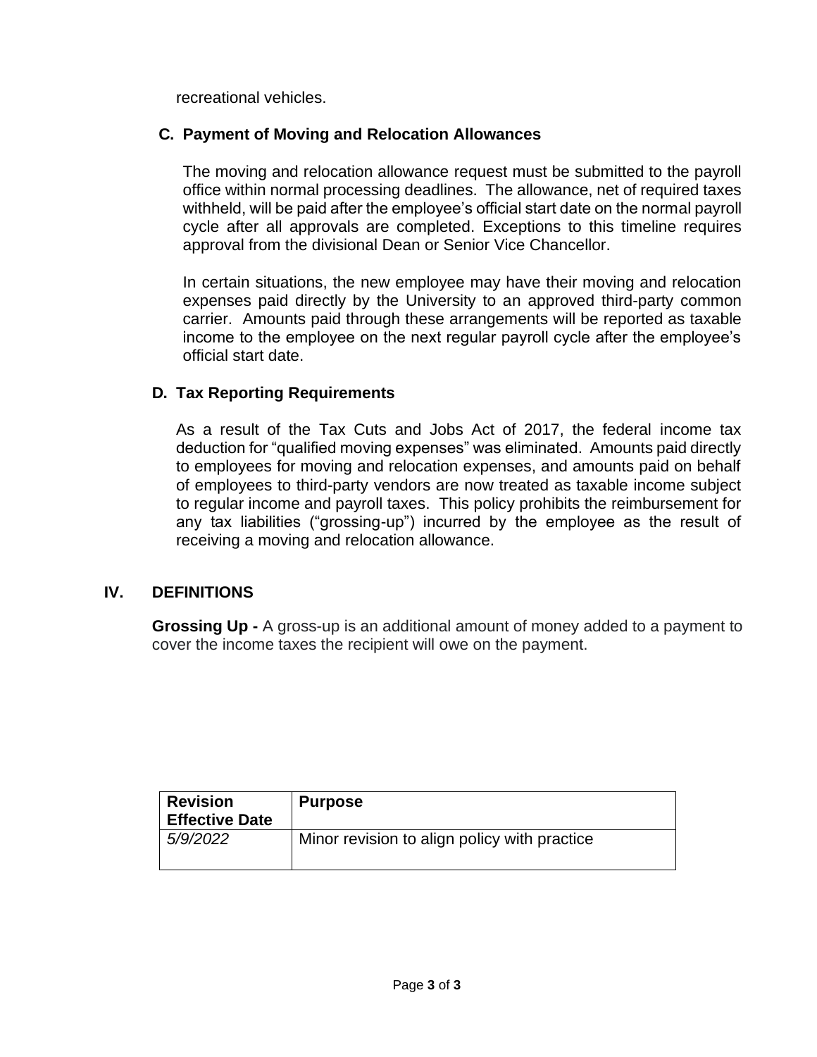recreational vehicles.

### C. Payment of Moving and Relocation Allowances

The moving and relocation allowance request must be submitted to the payroll office within normal processing deadlines. The allowance, net of required taxes withheld, will be paid after the employee's official start date on the normal payroll cycle after all approvals are completed. Exceptions to this timeline requires approval from the divisional Dean or Senior Vice Chancellor.

In certain situations, the new employee may have their moving and relocation expenses paid directly by the University to an approved third-party common carrier. Amounts paid through these arrangements will be reported as taxable income to the employee on the next regular payroll cycle after the employee's official start date.

### D. Tax Reporting Requirements

As a result of the Tax Cuts and Jobs Act of 2017, the federal income tax deduction for "qualified moving expenses" was eliminated. Amounts paid directly to employees for moving and relocation expenses, and amounts paid on behalf of employees to third-party vendors are now treated as taxable income subject to regular income and payroll taxes. This policy prohibits the reimbursement for any tax liabilities ("grossing-up") incurred by the employee as the result of receiving a moving and relocation allowance.

## IV. DEFINITIONS

**Grossing Up -** A gross-up is an additional amount of money added to a payment to cover the income taxes the recipient will owe on the payment.

| Revision Effective Date | Purpose |
|---|---|
| *5/9/2022* | Minor revision to align policy with practice |